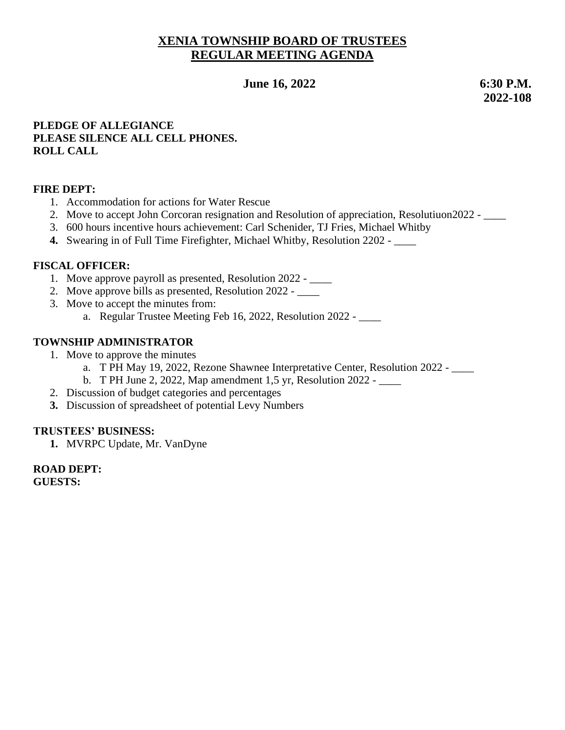# XENIA TOWNSHIP BOARD OF TRUSTEES
# REGULAR MEETING AGENDA

**June 16, 2022** **6:30 P.M.**
**2022-108**

**PLEDGE OF ALLEGIANCE**
**PLEASE SILENCE ALL CELL PHONES.**
**ROLL CALL**

**FIRE DEPT:**

1. Accommodation for actions for Water Rescue
2. Move to accept John Corcoran resignation and Resolution of appreciation, Resolutiuon2022 - ____
3. 600 hours incentive hours achievement: Carl Schenider, TJ Fries, Michael Whitby
4. Swearing in of Full Time Firefighter, Michael Whitby, Resolution 2202 - ____

**FISCAL OFFICER:**

1. Move approve payroll as presented, Resolution 2022 - ____
2. Move approve bills as presented, Resolution 2022 - ____
3. Move to accept the minutes from:
   a. Regular Trustee Meeting Feb 16, 2022, Resolution 2022 - ____

**TOWNSHIP ADMINISTRATOR**

1. Move to approve the minutes
   a. T PH May 19, 2022, Rezone Shawnee Interpretative Center, Resolution 2022 - ____
   b. T PH June 2, 2022, Map amendment 1,5 yr, Resolution 2022 - ____
2. Discussion of budget categories and percentages
3. Discussion of spreadsheet of potential Levy Numbers

**TRUSTEES' BUSINESS:**

1. MVRPC Update, Mr. VanDyne

**ROAD DEPT:**
**GUESTS:**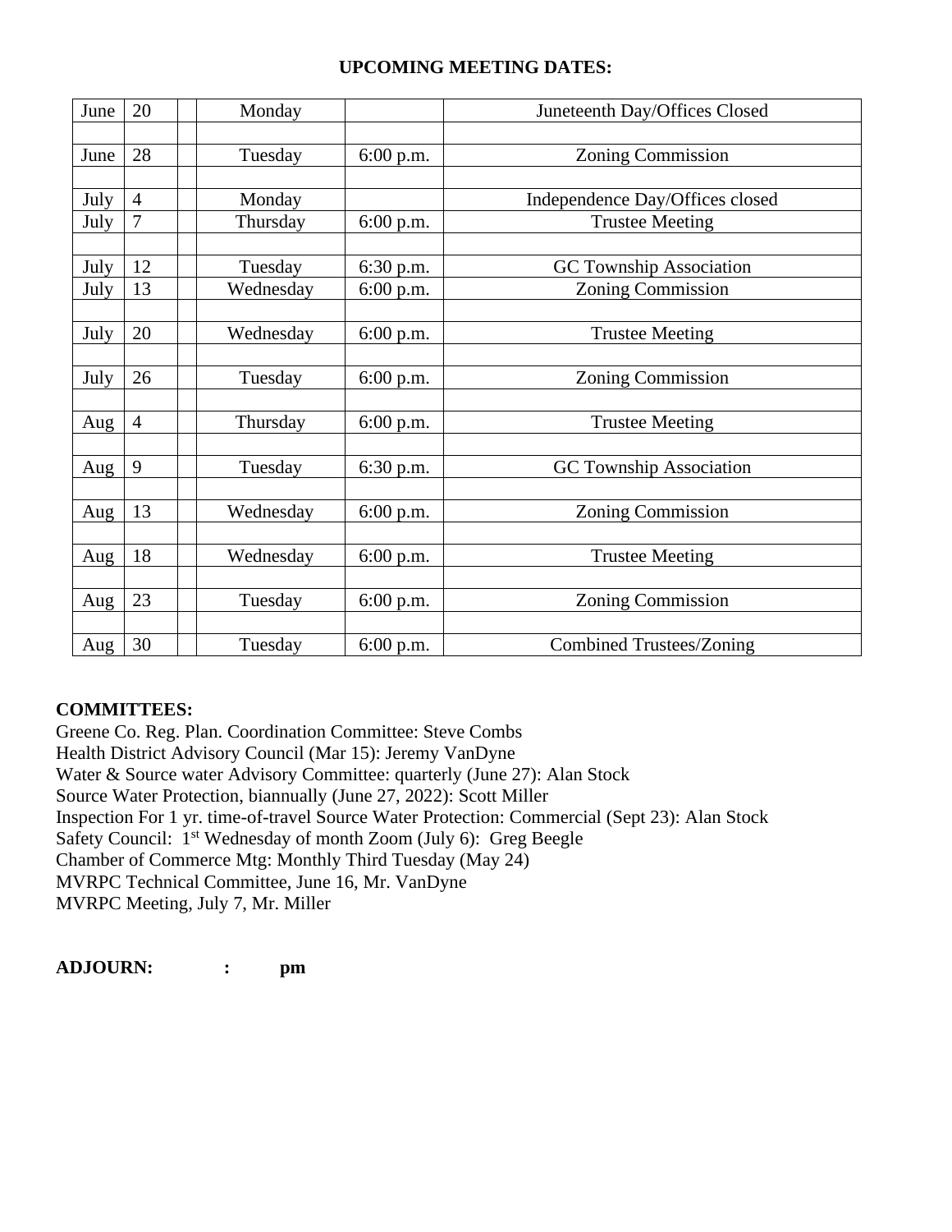**UPCOMING MEETING DATES:**

| | | | | | |
|---|---|---|---|---|---|
| June | 20 | | Monday | | Juneteenth Day/Offices Closed |
| | | | | | |
| June | 28 | | Tuesday | 6:00 p.m. | Zoning Commission |
| | | | | | |
| July | 4 | | Monday | | Independence Day/Offices closed |
| July | 7 | | Thursday | 6:00 p.m. | Trustee Meeting |
| | | | | | |
| July | 12 | | Tuesday | 6:30 p.m. | GC Township Association |
| July | 13 | | Wednesday | 6:00 p.m. | Zoning Commission |
| | | | | | |
| July | 20 | | Wednesday | 6:00 p.m. | Trustee Meeting |
| | | | | | |
| July | 26 | | Tuesday | 6:00 p.m. | Zoning Commission |
| | | | | | |
| Aug | 4 | | Thursday | 6:00 p.m. | Trustee Meeting |
| | | | | | |
| Aug | 9 | | Tuesday | 6:30 p.m. | GC Township Association |
| | | | | | |
| Aug | 13 | | Wednesday | 6:00 p.m. | Zoning Commission |
| | | | | | |
| Aug | 18 | | Wednesday | 6:00 p.m. | Trustee Meeting |
| | | | | | |
| Aug | 23 | | Tuesday | 6:00 p.m. | Zoning Commission |
| | | | | | |
| Aug | 30 | | Tuesday | 6:00 p.m. | Combined Trustees/Zoning |

**COMMITTEES:**

Greene Co. Reg. Plan. Coordination Committee: Steve Combs
Health District Advisory Council (Mar 15): Jeremy VanDyne
Water & Source water Advisory Committee: quarterly (June 27): Alan Stock
Source Water Protection, biannually (June 27, 2022): Scott Miller
Inspection For 1 yr. time-of-travel Source Water Protection: Commercial (Sept 23): Alan Stock
Safety Council: 1st Wednesday of month Zoom (July 6): Greg Beegle
Chamber of Commerce Mtg: Monthly Third Tuesday (May 24)
MVRPC Technical Committee, June 16, Mr. VanDyne
MVRPC Meeting, July 7, Mr. Miller

**ADJOURN: : pm**